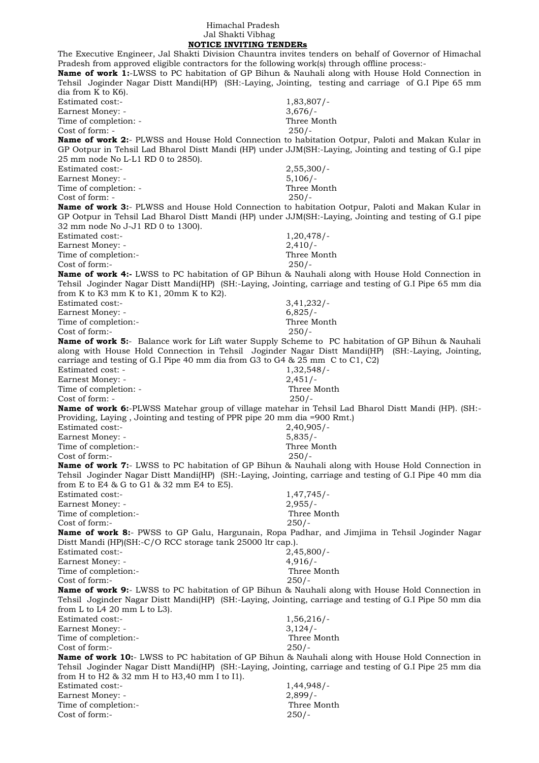Himachal Pradesh

Jal Shakti Vibhag

**NOTICE INVITING TENDERs**

The Executive Engineer, Jal Shakti Division Chauntra invites tenders on behalf of Governor of Himachal Pradesh from approved eligible contractors for the following work(s) through offline process:-

**Name of work 1:**-LWSS to PC habitation of GP Bihun & Nauhali along with House Hold Connection in Tehsil Joginder Nagar Distt Mandi(HP) (SH:-Laying, Jointing, testing and carriage of G.I Pipe 65 mm dia from K to K6).

Estimated cost:- 1,83,807/-
Earnest Money: - 3,676/-
Time of completion: - Three Month
Cost of form: - 250/-

**Name of work 2:**- PLWSS and House Hold Connection to habitation Ootpur, Paloti and Makan Kular in GP Ootpur in Tehsil Lad Bharol Distt Mandi (HP) under JJM(SH:-Laying, Jointing and testing of G.I pipe 25 mm node No L-L1 RD 0 to 2850).

Estimated cost:- 2,55,300/-
Earnest Money: - 5,106/-
Time of completion: - Three Month
Cost of form: - 250/-

**Name of work 3:**- PLWSS and House Hold Connection to habitation Ootpur, Paloti and Makan Kular in GP Ootpur in Tehsil Lad Bharol Distt Mandi (HP) under JJM(SH:-Laying, Jointing and testing of G.I pipe 32 mm node No J-J1 RD 0 to 1300).

Estimated cost:- 1,20,478/-
Earnest Money: - 2,410/-
Time of completion:- Three Month
Cost of form:- 250/-

**Name of work 4:-** LWSS to PC habitation of GP Bihun & Nauhali along with House Hold Connection in Tehsil Joginder Nagar Distt Mandi(HP) (SH:-Laying, Jointing, carriage and testing of G.I Pipe 65 mm dia from K to K3 mm K to K1, 20mm K to K2).

Estimated cost:- 3,41,232/-
Earnest Money: - 6,825/-
Time of completion:- Three Month
Cost of form:- 250/-

**Name of work 5:**- Balance work for Lift water Supply Scheme to PC habitation of GP Bihun & Nauhali along with House Hold Connection in Tehsil Joginder Nagar Distt Mandi(HP) (SH:-Laying, Jointing, carriage and testing of G.I Pipe 40 mm dia from G3 to G4 & 25 mm C to C1, C2)

Estimated cost: - 1,32,548/-
Earnest Money: - 2,451/-
Time of completion: - Three Month
Cost of form: - 250/-

**Name of work 6:**-PLWSS Matehar group of village matehar in Tehsil Lad Bharol Distt Mandi (HP). (SH:-Providing, Laying , Jointing and testing of PPR pipe 20 mm dia =900 Rmt.)

Estimated cost:- 2,40,905/-
Earnest Money: - 5,835/-
Time of completion:- Three Month
Cost of form:- 250/-

**Name of work 7:**- LWSS to PC habitation of GP Bihun & Nauhali along with House Hold Connection in Tehsil Joginder Nagar Distt Mandi(HP) (SH:-Laying, Jointing, carriage and testing of G.I Pipe 40 mm dia from E to E4 & G to G1 & 32 mm E4 to E5).

Estimated cost:- 1,47,745/-
Earnest Money: - 2,955/-
Time of completion:- Three Month
Cost of form:- 250/-

**Name of work 8:**- PWSS to GP Galu, Hargunain, Ropa Padhar, and Jimjima in Tehsil Joginder Nagar Distt Mandi (HP)(SH:-C/O RCC storage tank 25000 ltr cap.).

Estimated cost:- 2,45,800/-
Earnest Money: - 4,916/-
Time of completion:- Three Month
Cost of form:- 250/-

**Name of work 9:**- LWSS to PC habitation of GP Bihun & Nauhali along with House Hold Connection in Tehsil Joginder Nagar Distt Mandi(HP) (SH:-Laying, Jointing, carriage and testing of G.I Pipe 50 mm dia from L to L4 20 mm L to L3).

Estimated cost:- 1,56,216/-
Earnest Money: - 3,124/-
Time of completion:- Three Month
Cost of form:- 250/-

**Name of work 10:**- LWSS to PC habitation of GP Bihun & Nauhali along with House Hold Connection in Tehsil Joginder Nagar Distt Mandi(HP) (SH:-Laying, Jointing, carriage and testing of G.I Pipe 25 mm dia from H to H2 & 32 mm H to H3,40 mm I to I1).

Estimated cost:- 1,44,948/-
Earnest Money: - 2,899/-
Time of completion:- Three Month
Cost of form:- 250/-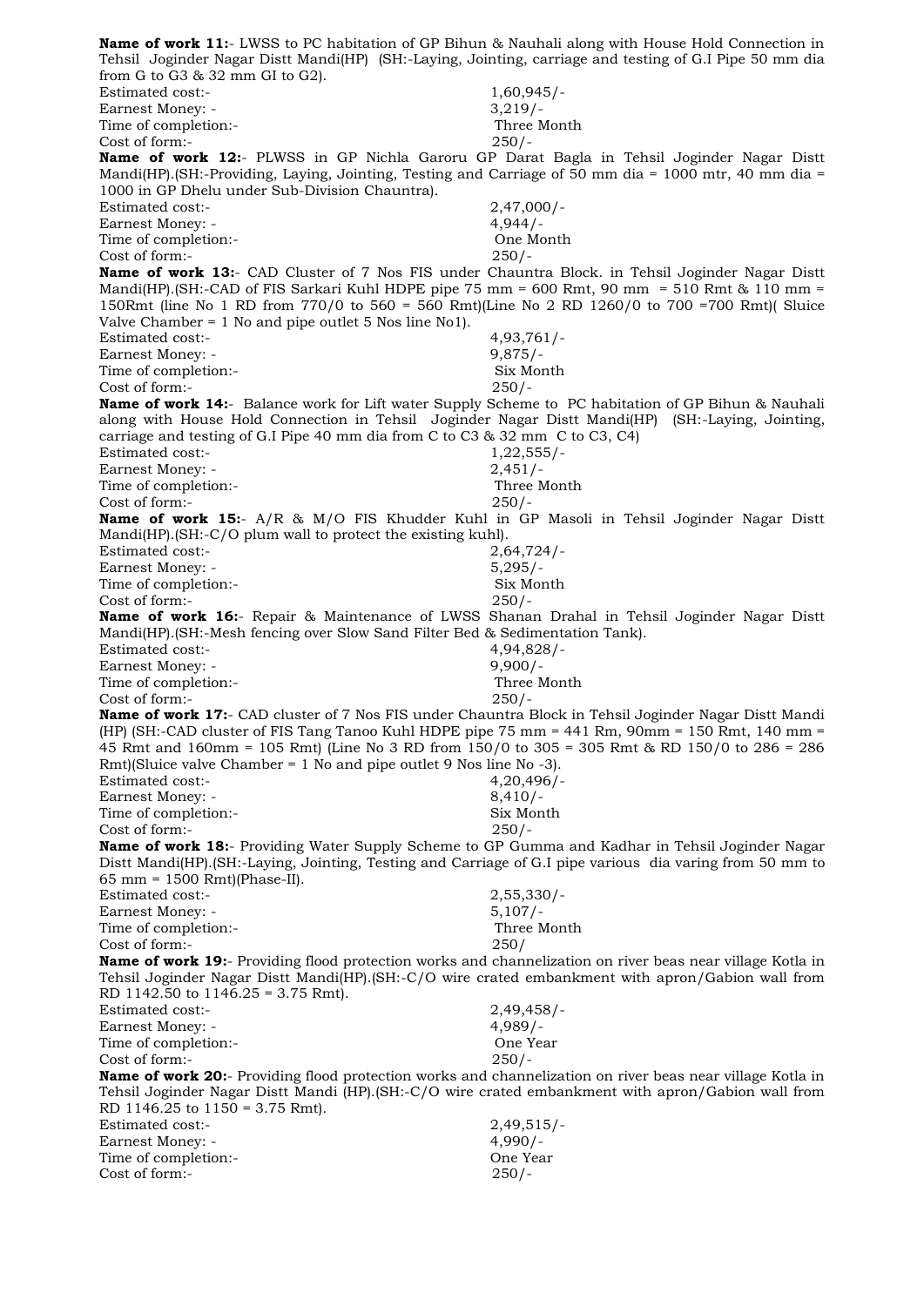**Name of work 11:**- LWSS to PC habitation of GP Bihun & Nauhali along with House Hold Connection in Tehsil Joginder Nagar Distt Mandi(HP) (SH:-Laying, Jointing, carriage and testing of G.I Pipe 50 mm dia from G to G3 & 32 mm GI to G2).

Estimated cost:- 1,60,945/-
Earnest Money: - 3,219/-
Time of completion:- Three Month
Cost of form:- 250/-

**Name of work 12:**- PLWSS in GP Nichla Garoru GP Darat Bagla in Tehsil Joginder Nagar Distt Mandi(HP).(SH:-Providing, Laying, Jointing, Testing and Carriage of 50 mm dia = 1000 mtr, 40 mm dia = 1000 in GP Dhelu under Sub-Division Chauntra).

Estimated cost:- 2,47,000/-
Earnest Money: - 4,944/-
Time of completion:- One Month
Cost of form:- 250/-

**Name of work 13:**- CAD Cluster of 7 Nos FIS under Chauntra Block. in Tehsil Joginder Nagar Distt Mandi(HP).(SH:-CAD of FIS Sarkari Kuhl HDPE pipe 75 mm = 600 Rmt, 90 mm = 510 Rmt & 110 mm = 150Rmt (line No 1 RD from 770/0 to 560 = 560 Rmt)(Line No 2 RD 1260/0 to 700 =700 Rmt)( Sluice Valve Chamber = 1 No and pipe outlet 5 Nos line No1).

Estimated cost:- 4,93,761/-
Earnest Money: - 9,875/-
Time of completion:- Six Month
Cost of form:- 250/-

**Name of work 14:**- Balance work for Lift water Supply Scheme to PC habitation of GP Bihun & Nauhali along with House Hold Connection in Tehsil Joginder Nagar Distt Mandi(HP) (SH:-Laying, Jointing, carriage and testing of G.I Pipe 40 mm dia from C to C3 & 32 mm C to C3, C4)

Estimated cost:- 1,22,555/-
Earnest Money: - 2,451/-
Time of completion:- Three Month
Cost of form:- 250/-

**Name of work 15:**- A/R & M/O FIS Khudder Kuhl in GP Masoli in Tehsil Joginder Nagar Distt Mandi(HP).(SH:-C/O plum wall to protect the existing kuhl).

Estimated cost:- 2,64,724/-
Earnest Money: - 5,295/-
Time of completion:- Six Month
Cost of form:- 250/-

**Name of work 16:**- Repair & Maintenance of LWSS Shanan Drahal in Tehsil Joginder Nagar Distt Mandi(HP).(SH:-Mesh fencing over Slow Sand Filter Bed & Sedimentation Tank).

Estimated cost:- 4,94,828/-
Earnest Money: - 9,900/-
Time of completion:- Three Month
Cost of form:- 250/-

**Name of work 17:**- CAD cluster of 7 Nos FIS under Chauntra Block in Tehsil Joginder Nagar Distt Mandi (HP) (SH:-CAD cluster of FIS Tang Tanoo Kuhl HDPE pipe 75 mm = 441 Rm, 90mm = 150 Rmt, 140 mm = 45 Rmt and 160mm = 105 Rmt) (Line No 3 RD from 150/0 to 305 = 305 Rmt & RD 150/0 to 286 = 286 Rmt)(Sluice valve Chamber = 1 No and pipe outlet 9 Nos line No -3).

Estimated cost:- 4,20,496/-
Earnest Money: - 8,410/-
Time of completion:- Six Month
Cost of form:- 250/-

**Name of work 18:**- Providing Water Supply Scheme to GP Gumma and Kadhar in Tehsil Joginder Nagar Distt Mandi(HP).(SH:-Laying, Jointing, Testing and Carriage of G.I pipe various dia varing from 50 mm to 65 mm = 1500 Rmt)(Phase-II).

Estimated cost:- 2,55,330/-
Earnest Money: - 5,107/-
Time of completion:- Three Month
Cost of form:- 250/

**Name of work 19:**- Providing flood protection works and channelization on river beas near village Kotla in Tehsil Joginder Nagar Distt Mandi(HP).(SH:-C/O wire crated embankment with apron/Gabion wall from RD 1142.50 to 1146.25 = 3.75 Rmt).

Estimated cost:- 2,49,458/-
Earnest Money: - 4,989/-
Time of completion:- One Year
Cost of form:- 250/-

**Name of work 20:**- Providing flood protection works and channelization on river beas near village Kotla in Tehsil Joginder Nagar Distt Mandi (HP).(SH:-C/O wire crated embankment with apron/Gabion wall from RD 1146.25 to 1150 = 3.75 Rmt).

Estimated cost:- 2,49,515/-
Earnest Money: - 4,990/-
Time of completion:- One Year
Cost of form:- 250/-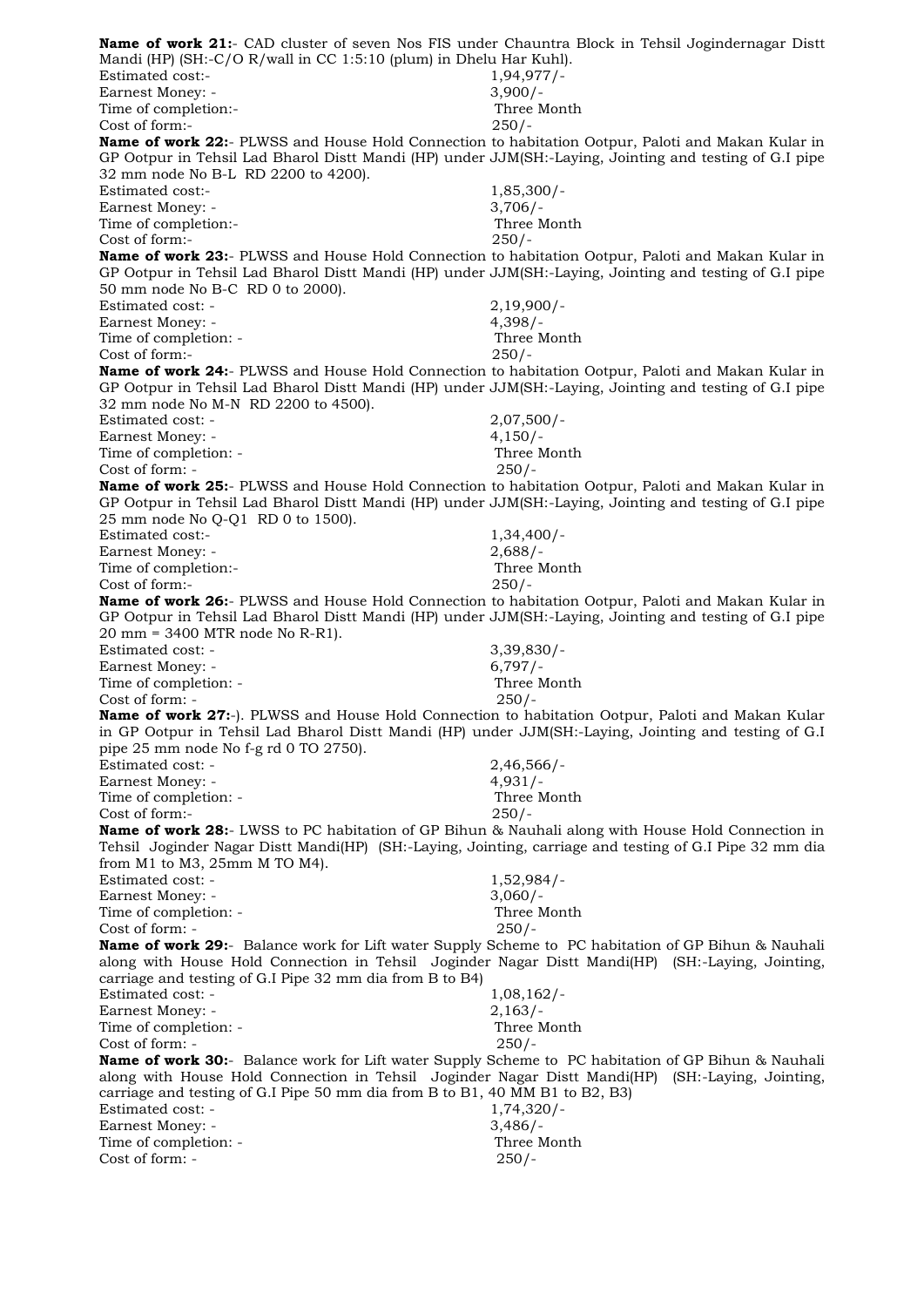**Name of work 21:**- CAD cluster of seven Nos FIS under Chauntra Block in Tehsil Jogindernagar Distt Mandi (HP) (SH:-C/O R/wall in CC 1:5:10 (plum) in Dhelu Har Kuhl).

Estimated cost:- 1,94,977/-
Earnest Money: - 3,900/-
Time of completion:- Three Month
Cost of form:- 250/-

**Name of work 22:**- PLWSS and House Hold Connection to habitation Ootpur, Paloti and Makan Kular in GP Ootpur in Tehsil Lad Bharol Distt Mandi (HP) under JJM(SH:-Laying, Jointing and testing of G.I pipe 32 mm node No B-L RD 2200 to 4200).

Estimated cost:- 1,85,300/-
Earnest Money: - 3,706/-
Time of completion:- Three Month
Cost of form:- 250/-

**Name of work 23:**- PLWSS and House Hold Connection to habitation Ootpur, Paloti and Makan Kular in GP Ootpur in Tehsil Lad Bharol Distt Mandi (HP) under JJM(SH:-Laying, Jointing and testing of G.I pipe 50 mm node No B-C RD 0 to 2000).

Estimated cost: - 2,19,900/-
Earnest Money: - 4,398/-
Time of completion: - Three Month
Cost of form:- 250/-

**Name of work 24:**- PLWSS and House Hold Connection to habitation Ootpur, Paloti and Makan Kular in GP Ootpur in Tehsil Lad Bharol Distt Mandi (HP) under JJM(SH:-Laying, Jointing and testing of G.I pipe 32 mm node No M-N RD 2200 to 4500).

Estimated cost: - 2,07,500/-
Earnest Money: - 4,150/-
Time of completion: - Three Month
Cost of form: - 250/-

**Name of work 25:**- PLWSS and House Hold Connection to habitation Ootpur, Paloti and Makan Kular in GP Ootpur in Tehsil Lad Bharol Distt Mandi (HP) under JJM(SH:-Laying, Jointing and testing of G.I pipe 25 mm node No Q-Q1 RD 0 to 1500).

Estimated cost:- 1,34,400/-
Earnest Money: - 2,688/-
Time of completion:- Three Month
Cost of form:- 250/-

**Name of work 26:**- PLWSS and House Hold Connection to habitation Ootpur, Paloti and Makan Kular in GP Ootpur in Tehsil Lad Bharol Distt Mandi (HP) under JJM(SH:-Laying, Jointing and testing of G.I pipe 20 mm = 3400 MTR node No R-R1).

Estimated cost: - 3,39,830/-
Earnest Money: - 6,797/-
Time of completion: - Three Month
Cost of form: - 250/-

**Name of work 27:**-). PLWSS and House Hold Connection to habitation Ootpur, Paloti and Makan Kular in GP Ootpur in Tehsil Lad Bharol Distt Mandi (HP) under JJM(SH:-Laying, Jointing and testing of G.I pipe 25 mm node No f-g rd 0 TO 2750).

Estimated cost: - 2,46,566/-
Earnest Money: - 4,931/-
Time of completion: - Three Month
Cost of form:- 250/-

**Name of work 28:**- LWSS to PC habitation of GP Bihun & Nauhali along with House Hold Connection in Tehsil Joginder Nagar Distt Mandi(HP) (SH:-Laying, Jointing, carriage and testing of G.I Pipe 32 mm dia from M1 to M3, 25mm M TO M4).

Estimated cost: - 1,52,984/-
Earnest Money: - 3,060/-
Time of completion: - Three Month
Cost of form: - 250/-

**Name of work 29:**- Balance work for Lift water Supply Scheme to PC habitation of GP Bihun & Nauhali along with House Hold Connection in Tehsil Joginder Nagar Distt Mandi(HP) (SH:-Laying, Jointing, carriage and testing of G.I Pipe 32 mm dia from B to B4)

Estimated cost: - 1,08,162/-
Earnest Money: - 2,163/-
Time of completion: - Three Month
Cost of form: - 250/-

**Name of work 30:**- Balance work for Lift water Supply Scheme to PC habitation of GP Bihun & Nauhali along with House Hold Connection in Tehsil Joginder Nagar Distt Mandi(HP) (SH:-Laying, Jointing, carriage and testing of G.I Pipe 50 mm dia from B to B1, 40 MM B1 to B2, B3)

Estimated cost: - 1,74,320/-
Earnest Money: - 3,486/-
Time of completion: - Three Month
Cost of form: - 250/-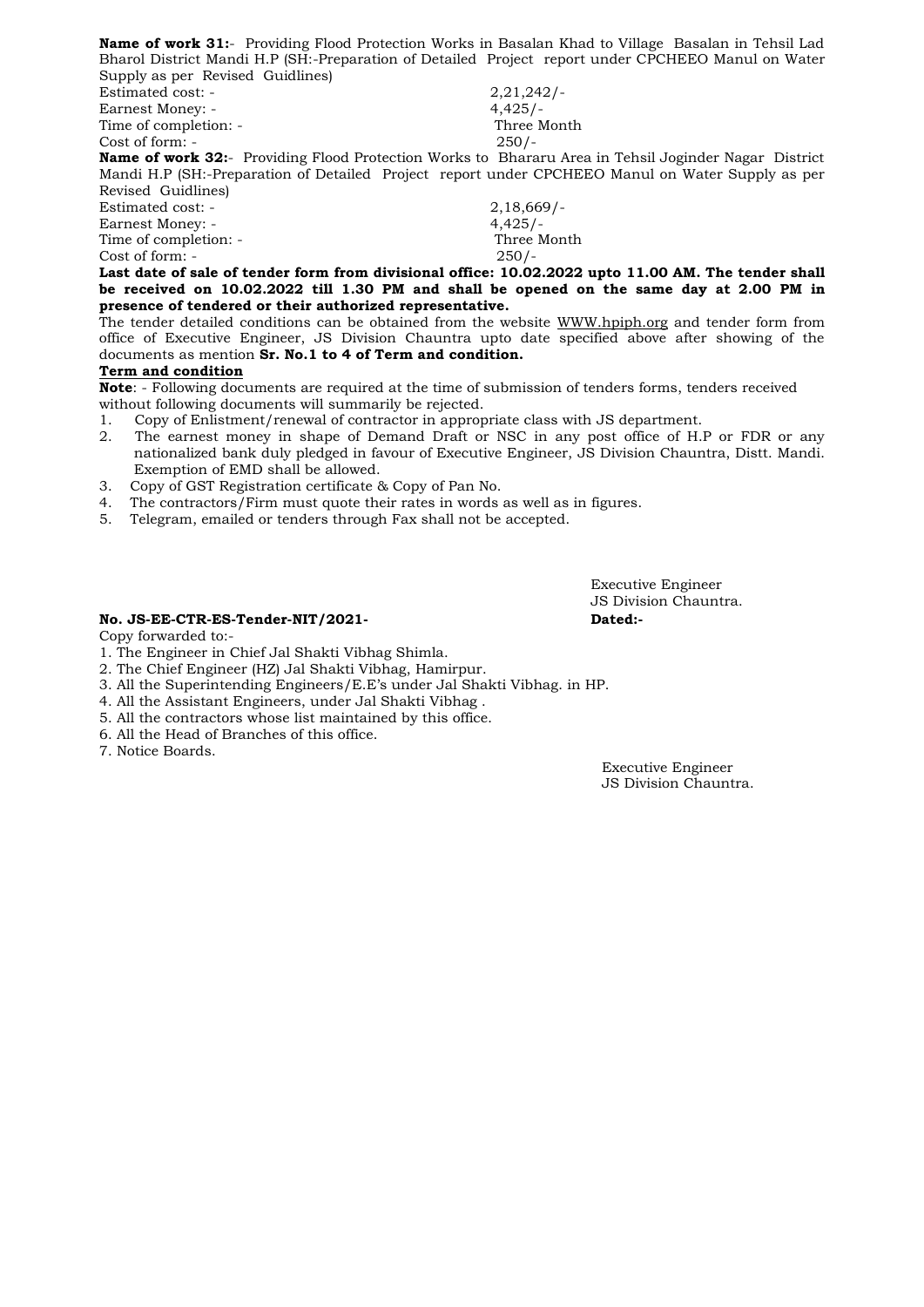**Name of work 31:**- Providing Flood Protection Works in Basalan Khad to Village Basalan in Tehsil Lad Bharol District Mandi H.P (SH:-Preparation of Detailed Project report under CPCHEEO Manul on Water Supply as per Revised Guidlines)

Estimated cost: - 2,21,242/-
Earnest Money: - 4,425/-
Time of completion: - Three Month
Cost of form: - 250/-

**Name of work 32:**- Providing Flood Protection Works to Bhararu Area in Tehsil Joginder Nagar District Mandi H.P (SH:-Preparation of Detailed Project report under CPCHEEO Manul on Water Supply as per Revised Guidlines)

Estimated cost: - 2,18,669/-
Earnest Money: - 4,425/-
Time of completion: - Three Month
Cost of form: - 250/-

**Last date of sale of tender form from divisional office: 10.02.2022 upto 11.00 AM. The tender shall be received on 10.02.2022 till 1.30 PM and shall be opened on the same day at 2.00 PM in presence of tendered or their authorized representative.**

The tender detailed conditions can be obtained from the website WWW.hpiph.org and tender form from office of Executive Engineer, JS Division Chauntra upto date specified above after showing of the documents as mention **Sr. No.1 to 4 of Term and condition.**

**Term and condition**

**Note**: - Following documents are required at the time of submission of tenders forms, tenders received without following documents will summarily be rejected.

1. Copy of Enlistment/renewal of contractor in appropriate class with JS department.
2. The earnest money in shape of Demand Draft or NSC in any post office of H.P or FDR or any nationalized bank duly pledged in favour of Executive Engineer, JS Division Chauntra, Distt. Mandi. Exemption of EMD shall be allowed.
3. Copy of GST Registration certificate & Copy of Pan No.
4. The contractors/Firm must quote their rates in words as well as in figures.
5. Telegram, emailed or tenders through Fax shall not be accepted.

Executive Engineer
JS Division Chauntra.

**No. JS-EE-CTR-ES-Tender-NIT/2021-** **Dated:-**

Copy forwarded to:-

1. The Engineer in Chief Jal Shakti Vibhag Shimla.
2. The Chief Engineer (HZ) Jal Shakti Vibhag, Hamirpur.
3. All the Superintending Engineers/E.E's under Jal Shakti Vibhag. in HP.
4. All the Assistant Engineers, under Jal Shakti Vibhag .
5. All the contractors whose list maintained by this office.
6. All the Head of Branches of this office.
7. Notice Boards.

Executive Engineer
JS Division Chauntra.